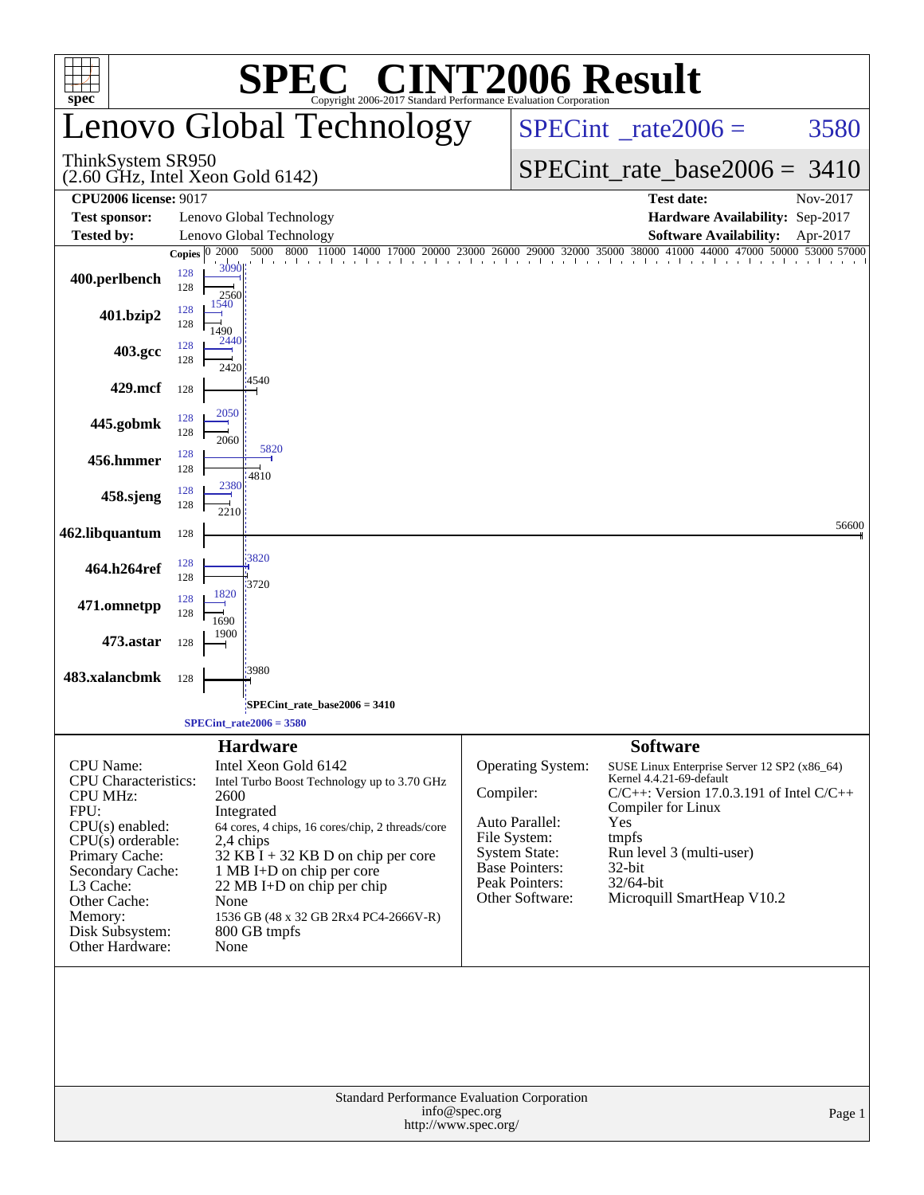# SPEC® CINT2006 Result

Copyright 2006-2017 Standard Performance Evaluation Corporation

## Lenovo Global Technology

ThinkSystem SR950
(2.60 GHz, Intel Xeon Gold 6142)

SPECint_rate2006 = 3580

SPECint_rate_base2006 = 3410

| | | | |
|---|---|---|---|
| **CPU2006 license:** 9017 | | **Test date:** | Nov-2017 |
| **Test sponsor:** | Lenovo Global Technology | **Hardware Availability:** | Sep-2017 |
| **Tested by:** | Lenovo Global Technology | **Software Availability:** | Apr-2017 |

Copies 0 2000 5000 8000 11000 14000 17000 20000 23000 26000 29000 32000 35000 38000 41000 44000 47000 50000 53000 57000

400.perlbench 128 3090 128 2560
401.bzip2 128 1540 128 1490
403.gcc 128 2440 128 2420
429.mcf 128 4540
445.gobmk 128 2050 128 2060
456.hmmer 128 5820 128 4810
458.sjeng 128 2380 128 2210
462.libquantum 128 56600
464.h264ref 128 3820 128 3720
471.omnetpp 128 1820 128 1690
473.astar 128 1900
483.xalancbmk 128 3980

SPECint_rate_base2006 = 3410
SPECint_rate2006 = 3580

### Hardware

| | |
|---|---|
| CPU Name: | Intel Xeon Gold 6142 |
| CPU Characteristics: | Intel Turbo Boost Technology up to 3.70 GHz |
| CPU MHz: | 2600 |
| FPU: | Integrated |
| CPU(s) enabled: | 64 cores, 4 chips, 16 cores/chip, 2 threads/core |
| CPU(s) orderable: | 2,4 chips |
| Primary Cache: | 32 KB I + 32 KB D on chip per core |
| Secondary Cache: | 1 MB I+D on chip per core |
| L3 Cache: | 22 MB I+D on chip per chip |
| Other Cache: | None |
| Memory: | 1536 GB (48 x 32 GB 2Rx4 PC4-2666V-R) |
| Disk Subsystem: | 800 GB tmpfs |
| Other Hardware: | None |

### Software

| | |
|---|---|
| Operating System: | SUSE Linux Enterprise Server 12 SP2 (x86_64) Kernel 4.4.21-69-default |
| Compiler: | C/C++: Version 17.0.3.191 of Intel C/C++ Compiler for Linux |
| Auto Parallel: | Yes |
| File System: | tmpfs |
| System State: | Run level 3 (multi-user) |
| Base Pointers: | 32-bit |
| Peak Pointers: | 32/64-bit |
| Other Software: | Microquill SmartHeap V10.2 |

Standard Performance Evaluation Corporation
info@spec.org
http://www.spec.org/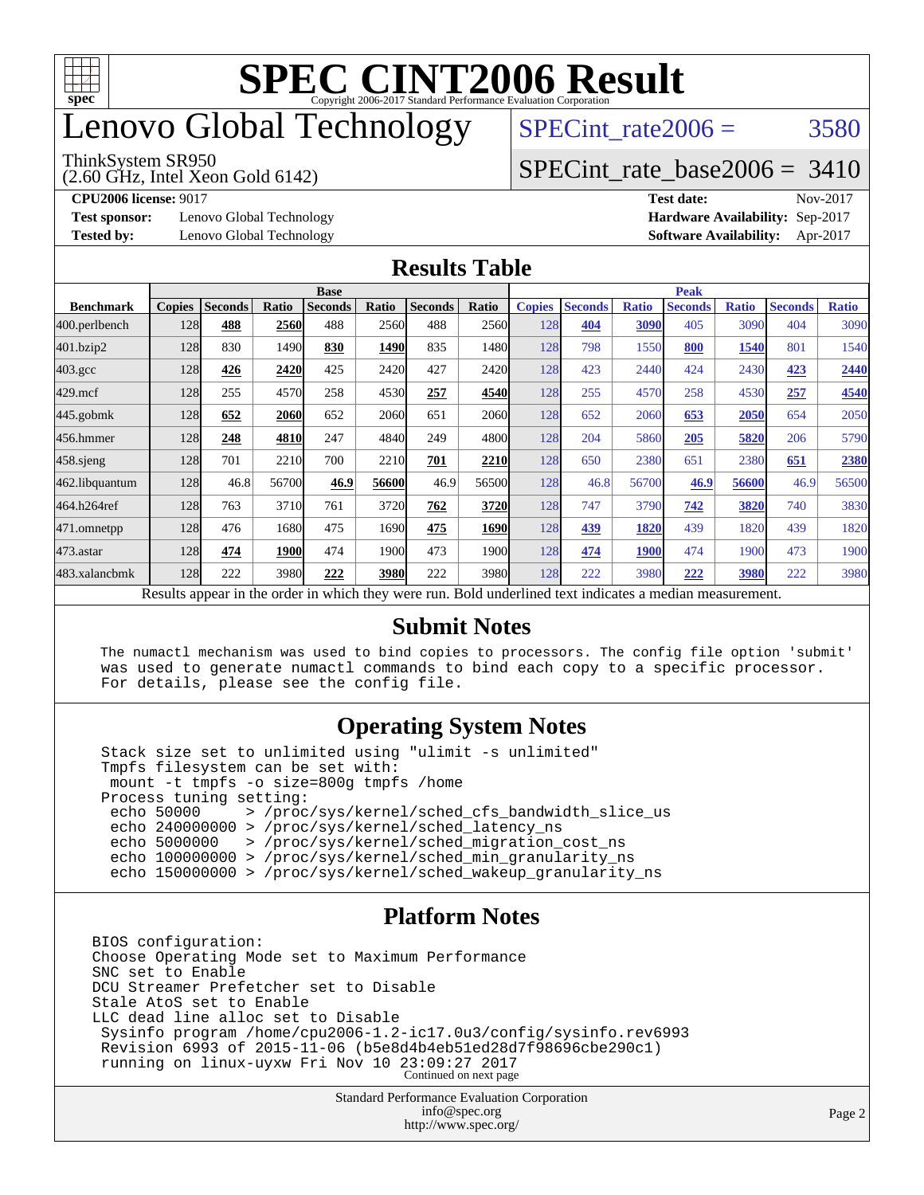# SPEC CINT2006 Result

Copyright 2006-2017 Standard Performance Evaluation Corporation

# Lenovo Global Technology

ThinkSystem SR950
(2.60 GHz, Intel Xeon Gold 6142)

SPECint_rate2006 = 3580

SPECint_rate_base2006 = 3410

| | | | |
|---|---|---|---|
| **CPU2006 license:** 9017 | | **Test date:** | Nov-2017 |
| **Test sponsor:** | Lenovo Global Technology | **Hardware Availability:** | Sep-2017 |
| **Tested by:** | Lenovo Global Technology | **Software Availability:** | Apr-2017 |

## Results Table

| | Base | | | | | | | Peak | | | | | | |
|---|---|---|---|---|---|---|---|---|---|---|---|---|---|---|
| **Benchmark** | **Copies** | **Seconds** | **Ratio** | **Seconds** | **Ratio** | **Seconds** | **Ratio** | **Copies** | **Seconds** | **Ratio** | **Seconds** | **Ratio** | **Seconds** | **Ratio** |
| 400.perlbench | 128 | **488** | **2560** | 488 | 2560 | 488 | 2560 | 128 | **404** | **3090** | 405 | 3090 | 404 | 3090 |
| 401.bzip2 | 128 | 830 | 1490 | **830** | **1490** | 835 | 1480 | 128 | 798 | 1550 | **800** | **1540** | 801 | 1540 |
| 403.gcc | 128 | **426** | **2420** | 425 | 2420 | 427 | 2420 | 128 | 423 | 2440 | 424 | 2430 | **423** | **2440** |
| 429.mcf | 128 | 255 | 4570 | 258 | 4530 | **257** | **4540** | 128 | 255 | 4570 | 258 | 4530 | **257** | **4540** |
| 445.gobmk | 128 | **652** | **2060** | 652 | 2060 | 651 | 2060 | 128 | 652 | 2060 | **653** | **2050** | 654 | 2050 |
| 456.hmmer | 128 | **248** | **4810** | 247 | 4840 | 249 | 4800 | 128 | 204 | 5860 | **205** | **5820** | 206 | 5790 |
| 458.sjeng | 128 | 701 | 2210 | 700 | 2210 | **701** | **2210** | 128 | 650 | 2380 | 651 | 2380 | **651** | **2380** |
| 462.libquantum | 128 | 46.8 | 56700 | **46.9** | **56600** | 46.9 | 56500 | 128 | 46.8 | 56700 | **46.9** | **56600** | 46.9 | 56500 |
| 464.h264ref | 128 | 763 | 3710 | 761 | 3720 | **762** | **3720** | 128 | 747 | 3790 | **742** | **3820** | 740 | 3830 |
| 471.omnetpp | 128 | 476 | 1680 | 475 | 1690 | **475** | **1690** | 128 | **439** | **1820** | 439 | 1820 | 439 | 1820 |
| 473.astar | 128 | **474** | **1900** | 474 | 1900 | 473 | 1900 | 128 | **474** | **1900** | 474 | 1900 | 473 | 1900 |
| 483.xalancbmk | 128 | 222 | 3980 | **222** | **3980** | 222 | 3980 | 128 | 222 | 3980 | **222** | **3980** | 222 | 3980 |

Results appear in the order in which they were run. Bold underlined text indicates a median measurement.

## Submit Notes

```
The numactl mechanism was used to bind copies to processors. The config file option 'submit'
was used to generate numactl commands to bind each copy to a specific processor.
For details, please see the config file.
```

## Operating System Notes

```
Stack size set to unlimited using "ulimit -s unlimited"
Tmpfs filesystem can be set with:
 mount -t tmpfs -o size=800g tmpfs /home
Process tuning setting:
 echo 50000     > /proc/sys/kernel/sched_cfs_bandwidth_slice_us
 echo 240000000 > /proc/sys/kernel/sched_latency_ns
 echo 5000000   > /proc/sys/kernel/sched_migration_cost_ns
 echo 100000000 > /proc/sys/kernel/sched_min_granularity_ns
 echo 150000000 > /proc/sys/kernel/sched_wakeup_granularity_ns
```

## Platform Notes

```
BIOS configuration:
Choose Operating Mode set to Maximum Performance
SNC set to Enable
DCU Streamer Prefetcher set to Disable
Stale AtoS set to Enable
LLC dead line alloc set to Disable
 Sysinfo program /home/cpu2006-1.2-ic17.0u3/config/sysinfo.rev6993
 Revision 6993 of 2015-11-06 (b5e8d4b4eb51ed28d7f98696cbe290c1)
 running on linux-uyxw Fri Nov 10 23:09:27 2017
```

Continued on next page

Standard Performance Evaluation Corporation
info@spec.org
http://www.spec.org/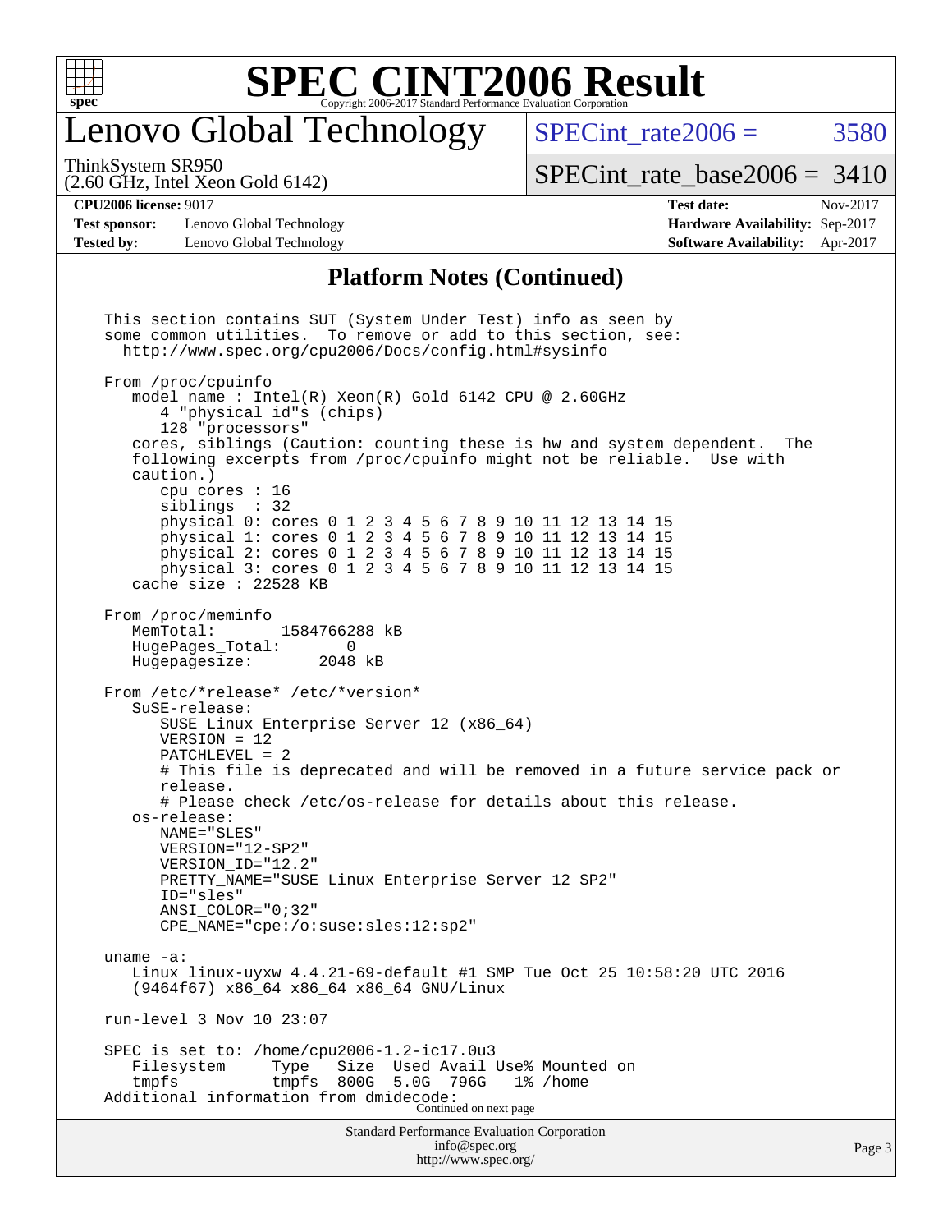# SPEC CINT2006 Result

Copyright 2006-2017 Standard Performance Evaluation Corporation

## Lenovo Global Technology

ThinkSystem SR950
(2.60 GHz, Intel Xeon Gold 6142)

SPECint_rate2006 = 3580

SPECint_rate_base2006 = 3410

| | | | |
|---|---|---|---|
| **CPU2006 license:** | 9017 | **Test date:** | Nov-2017 |
| **Test sponsor:** | Lenovo Global Technology | **Hardware Availability:** | Sep-2017 |
| **Tested by:** | Lenovo Global Technology | **Software Availability:** | Apr-2017 |

### Platform Notes (Continued)

```
This section contains SUT (System Under Test) info as seen by
some common utilities.  To remove or add to this section, see:
  http://www.spec.org/cpu2006/Docs/config.html#sysinfo

From /proc/cpuinfo
   model name : Intel(R) Xeon(R) Gold 6142 CPU @ 2.60GHz
      4 "physical id"s (chips)
      128 "processors"
   cores, siblings (Caution: counting these is hw and system dependent.  The
   following excerpts from /proc/cpuinfo might not be reliable.  Use with
   caution.)
      cpu cores : 16
      siblings  : 32
      physical 0: cores 0 1 2 3 4 5 6 7 8 9 10 11 12 13 14 15
      physical 1: cores 0 1 2 3 4 5 6 7 8 9 10 11 12 13 14 15
      physical 2: cores 0 1 2 3 4 5 6 7 8 9 10 11 12 13 14 15
      physical 3: cores 0 1 2 3 4 5 6 7 8 9 10 11 12 13 14 15
   cache size : 22528 KB

From /proc/meminfo
   MemTotal:       1584766288 kB
   HugePages_Total:       0
   Hugepagesize:       2048 kB

From /etc/*release* /etc/*version*
   SuSE-release:
      SUSE Linux Enterprise Server 12 (x86_64)
      VERSION = 12
      PATCHLEVEL = 2
      # This file is deprecated and will be removed in a future service pack or
      release.
      # Please check /etc/os-release for details about this release.
   os-release:
      NAME="SLES"
      VERSION="12-SP2"
      VERSION_ID="12.2"
      PRETTY_NAME="SUSE Linux Enterprise Server 12 SP2"
      ID="sles"
      ANSI_COLOR="0;32"
      CPE_NAME="cpe:/o:suse:sles:12:sp2"

uname -a:
   Linux linux-uyxw 4.4.21-69-default #1 SMP Tue Oct 25 10:58:20 UTC 2016
   (9464f67) x86_64 x86_64 x86_64 GNU/Linux

run-level 3 Nov 10 23:07

SPEC is set to: /home/cpu2006-1.2-ic17.0u3
   Filesystem     Type   Size  Used Avail Use% Mounted on
   tmpfs          tmpfs  800G  5.0G  796G   1% /home
Additional information from dmidecode:
```

Continued on next page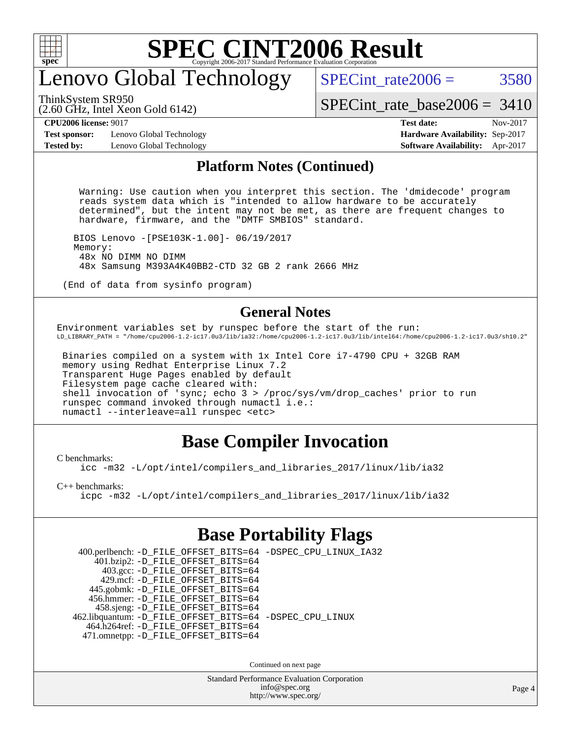# SPEC CINT2006 Result

## Lenovo Global Technology

ThinkSystem SR950
(2.60 GHz, Intel Xeon Gold 6142)

SPECint_rate2006 = 3580

SPECint_rate_base2006 = 3410

**CPU2006 license:** 9017
**Test sponsor:** Lenovo Global Technology
**Tested by:** Lenovo Global Technology

**Test date:** Nov-2017
**Hardware Availability:** Sep-2017
**Software Availability:** Apr-2017

## Platform Notes (Continued)

```
 Warning: Use caution when you interpret this section. The 'dmidecode' program
 reads system data which is "intended to allow hardware to be accurately
 determined", but the intent may not be met, as there are frequent changes to
 hardware, firmware, and the "DMTF SMBIOS" standard.

BIOS Lenovo -[PSE103K-1.00]- 06/19/2017
Memory:
 48x NO DIMM NO DIMM
 48x Samsung M393A4K40BB2-CTD 32 GB 2 rank 2666 MHz

(End of data from sysinfo program)
```

## General Notes

```
Environment variables set by runspec before the start of the run:
LD_LIBRARY_PATH = "/home/cpu2006-1.2-ic17.0u3/lib/ia32:/home/cpu2006-1.2-ic17.0u3/lib/intel64:/home/cpu2006-1.2-ic17.0u3/sh10.2"

 Binaries compiled on a system with 1x Intel Core i7-4790 CPU + 32GB RAM
 memory using Redhat Enterprise Linux 7.2
 Transparent Huge Pages enabled by default
 Filesystem page cache cleared with:
 shell invocation of 'sync; echo 3 > /proc/sys/vm/drop_caches' prior to run
 runspec command invoked through numactl i.e.:
 numactl --interleave=all runspec <etc>
```

## Base Compiler Invocation

C benchmarks:
```
icc -m32 -L/opt/intel/compilers_and_libraries_2017/linux/lib/ia32
```

C++ benchmarks:
```
icpc -m32 -L/opt/intel/compilers_and_libraries_2017/linux/lib/ia32
```

## Base Portability Flags

400.perlbench: -D_FILE_OFFSET_BITS=64 -DSPEC_CPU_LINUX_IA32
401.bzip2: -D_FILE_OFFSET_BITS=64
403.gcc: -D_FILE_OFFSET_BITS=64
429.mcf: -D_FILE_OFFSET_BITS=64
445.gobmk: -D_FILE_OFFSET_BITS=64
456.hmmer: -D_FILE_OFFSET_BITS=64
458.sjeng: -D_FILE_OFFSET_BITS=64
462.libquantum: -D_FILE_OFFSET_BITS=64 -DSPEC_CPU_LINUX
464.h264ref: -D_FILE_OFFSET_BITS=64
471.omnetpp: -D_FILE_OFFSET_BITS=64

Continued on next page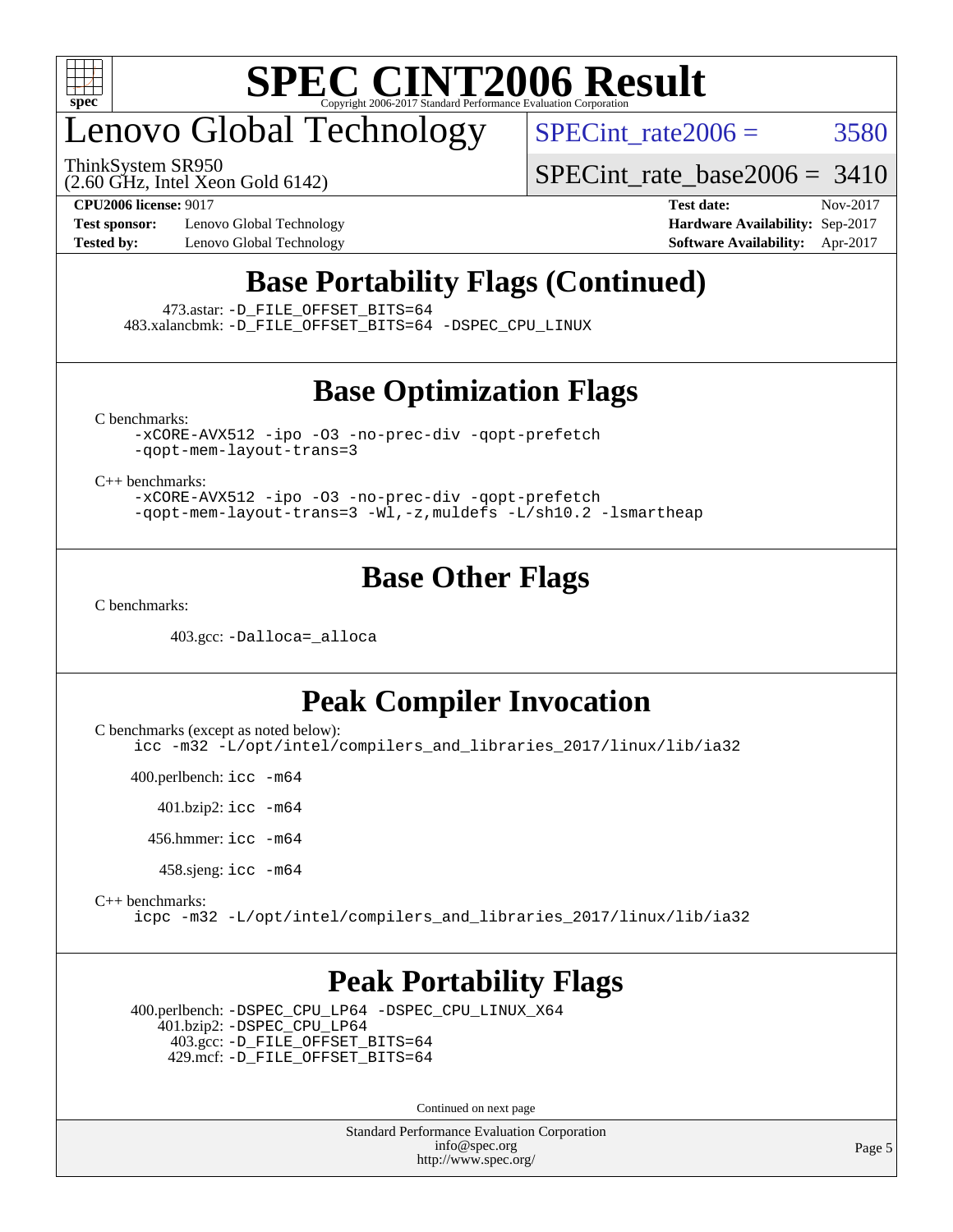# SPEC CINT2006 Result

Copyright 2006-2017 Standard Performance Evaluation Corporation

# Lenovo Global Technology

ThinkSystem SR950
(2.60 GHz, Intel Xeon Gold 6142)

SPECint_rate2006 = 3580

SPECint_rate_base2006 = 3410

**CPU2006 license:** 9017
**Test sponsor:** Lenovo Global Technology
**Tested by:** Lenovo Global Technology

**Test date:** Nov-2017
**Hardware Availability:** Sep-2017
**Software Availability:** Apr-2017

## Base Portability Flags (Continued)

473.astar: -D_FILE_OFFSET_BITS=64
483.xalancbmk: -D_FILE_OFFSET_BITS=64 -DSPEC_CPU_LINUX

## Base Optimization Flags

C benchmarks:
-xCORE-AVX512 -ipo -O3 -no-prec-div -qopt-prefetch
-qopt-mem-layout-trans=3

C++ benchmarks:
-xCORE-AVX512 -ipo -O3 -no-prec-div -qopt-prefetch
-qopt-mem-layout-trans=3 -Wl,-z,muldefs -L/sh10.2 -lsmartheap

## Base Other Flags

C benchmarks:

403.gcc: -Dalloca=_alloca

## Peak Compiler Invocation

C benchmarks (except as noted below):
icc -m32 -L/opt/intel/compilers_and_libraries_2017/linux/lib/ia32

400.perlbench: icc -m64

401.bzip2: icc -m64

456.hmmer: icc -m64

458.sjeng: icc -m64

C++ benchmarks:
icpc -m32 -L/opt/intel/compilers_and_libraries_2017/linux/lib/ia32

## Peak Portability Flags

400.perlbench: -DSPEC_CPU_LP64 -DSPEC_CPU_LINUX_X64
401.bzip2: -DSPEC_CPU_LP64
403.gcc: -D_FILE_OFFSET_BITS=64
429.mcf: -D_FILE_OFFSET_BITS=64

Continued on next page

Standard Performance Evaluation Corporation
info@spec.org
http://www.spec.org/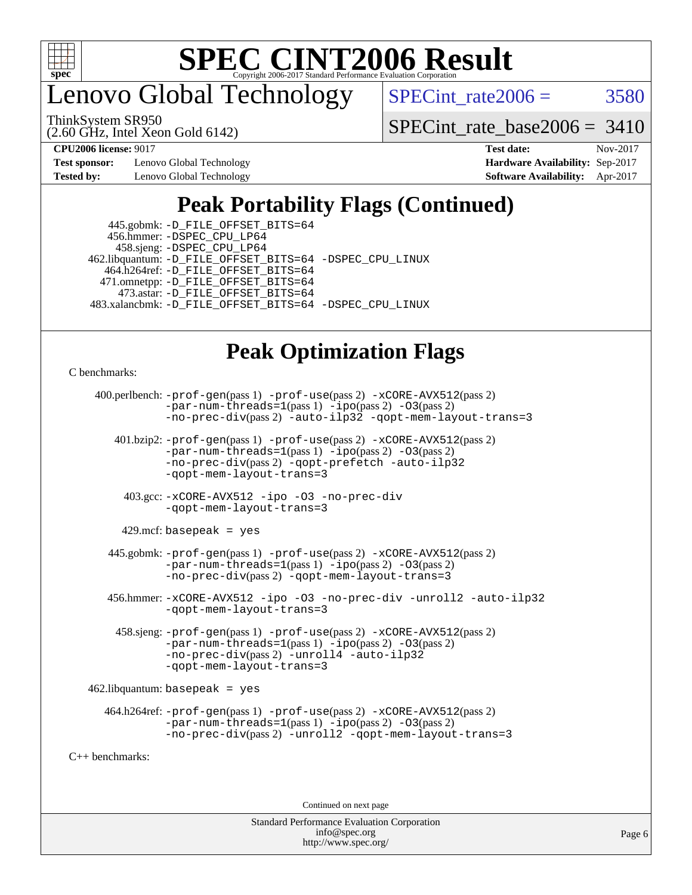# Lenovo Global Technology

ThinkSystem SR950
(2.60 GHz, Intel Xeon Gold 6142)

SPECint_rate2006 = 3580

SPECint_rate_base2006 = 3410

**CPU2006 license:** 9017
**Test sponsor:** Lenovo Global Technology
**Tested by:** Lenovo Global Technology

**Test date:** Nov-2017
**Hardware Availability:** Sep-2017
**Software Availability:** Apr-2017

## Peak Portability Flags (Continued)

445.gobmk: -D_FILE_OFFSET_BITS=64
456.hmmer: -DSPEC_CPU_LP64
458.sjeng: -DSPEC_CPU_LP64
462.libquantum: -D_FILE_OFFSET_BITS=64 -DSPEC_CPU_LINUX
464.h264ref: -D_FILE_OFFSET_BITS=64
471.omnetpp: -D_FILE_OFFSET_BITS=64
473.astar: -D_FILE_OFFSET_BITS=64
483.xalancbmk: -D_FILE_OFFSET_BITS=64 -DSPEC_CPU_LINUX

## Peak Optimization Flags

C benchmarks:

400.perlbench: -prof-gen(pass 1) -prof-use(pass 2) -xCORE-AVX512(pass 2) -par-num-threads=1(pass 1) -ipo(pass 2) -O3(pass 2) -no-prec-div(pass 2) -auto-ilp32 -qopt-mem-layout-trans=3

401.bzip2: -prof-gen(pass 1) -prof-use(pass 2) -xCORE-AVX512(pass 2) -par-num-threads=1(pass 1) -ipo(pass 2) -O3(pass 2) -no-prec-div(pass 2) -qopt-prefetch -auto-ilp32 -qopt-mem-layout-trans=3

403.gcc: -xCORE-AVX512 -ipo -O3 -no-prec-div -qopt-mem-layout-trans=3

429.mcf: basepeak = yes

445.gobmk: -prof-gen(pass 1) -prof-use(pass 2) -xCORE-AVX512(pass 2) -par-num-threads=1(pass 1) -ipo(pass 2) -O3(pass 2) -no-prec-div(pass 2) -qopt-mem-layout-trans=3

456.hmmer: -xCORE-AVX512 -ipo -O3 -no-prec-div -unroll2 -auto-ilp32 -qopt-mem-layout-trans=3

458.sjeng: -prof-gen(pass 1) -prof-use(pass 2) -xCORE-AVX512(pass 2) -par-num-threads=1(pass 1) -ipo(pass 2) -O3(pass 2) -no-prec-div(pass 2) -unroll4 -auto-ilp32 -qopt-mem-layout-trans=3

462.libquantum: basepeak = yes

464.h264ref: -prof-gen(pass 1) -prof-use(pass 2) -xCORE-AVX512(pass 2) -par-num-threads=1(pass 1) -ipo(pass 2) -O3(pass 2) -no-prec-div(pass 2) -unroll2 -qopt-mem-layout-trans=3

C++ benchmarks:

Continued on next page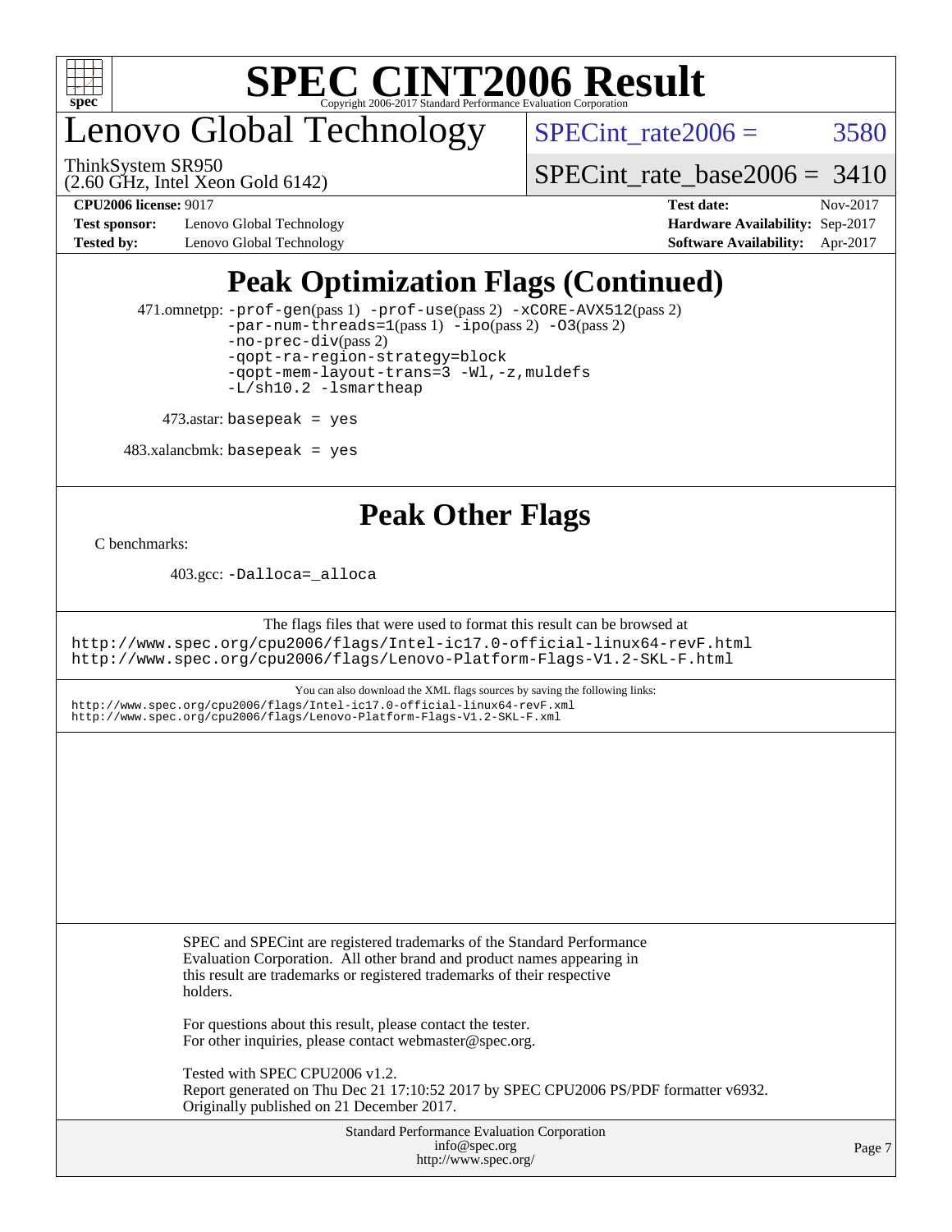# Lenovo Global Technology

ThinkSystem SR950
(2.60 GHz, Intel Xeon Gold 6142)

SPECint_rate2006 = 3580

SPECint_rate_base2006 = 3410

**CPU2006 license:** 9017
**Test sponsor:** Lenovo Global Technology
**Tested by:** Lenovo Global Technology

**Test date:** Nov-2017
**Hardware Availability:** Sep-2017
**Software Availability:** Apr-2017

## Peak Optimization Flags (Continued)

471.omnetpp: -prof-gen(pass 1) -prof-use(pass 2) -xCORE-AVX512(pass 2) -par-num-threads=1(pass 1) -ipo(pass 2) -O3(pass 2) -no-prec-div(pass 2) -qopt-ra-region-strategy=block -qopt-mem-layout-trans=3 -Wl,-z,muldefs -L/sh10.2 -lsmartheap

473.astar: basepeak = yes

483.xalancbmk: basepeak = yes

## Peak Other Flags

C benchmarks:

403.gcc: -Dalloca=_alloca

The flags files that were used to format this result can be browsed at
http://www.spec.org/cpu2006/flags/Intel-ic17.0-official-linux64-revF.html
http://www.spec.org/cpu2006/flags/Lenovo-Platform-Flags-V1.2-SKL-F.html

You can also download the XML flags sources by saving the following links:
http://www.spec.org/cpu2006/flags/Intel-ic17.0-official-linux64-revF.xml
http://www.spec.org/cpu2006/flags/Lenovo-Platform-Flags-V1.2-SKL-F.xml

SPEC and SPECint are registered trademarks of the Standard Performance Evaluation Corporation. All other brand and product names appearing in this result are trademarks or registered trademarks of their respective holders.

For questions about this result, please contact the tester.
For other inquiries, please contact webmaster@spec.org.

Tested with SPEC CPU2006 v1.2.
Report generated on Thu Dec 21 17:10:52 2017 by SPEC CPU2006 PS/PDF formatter v6932.
Originally published on 21 December 2017.